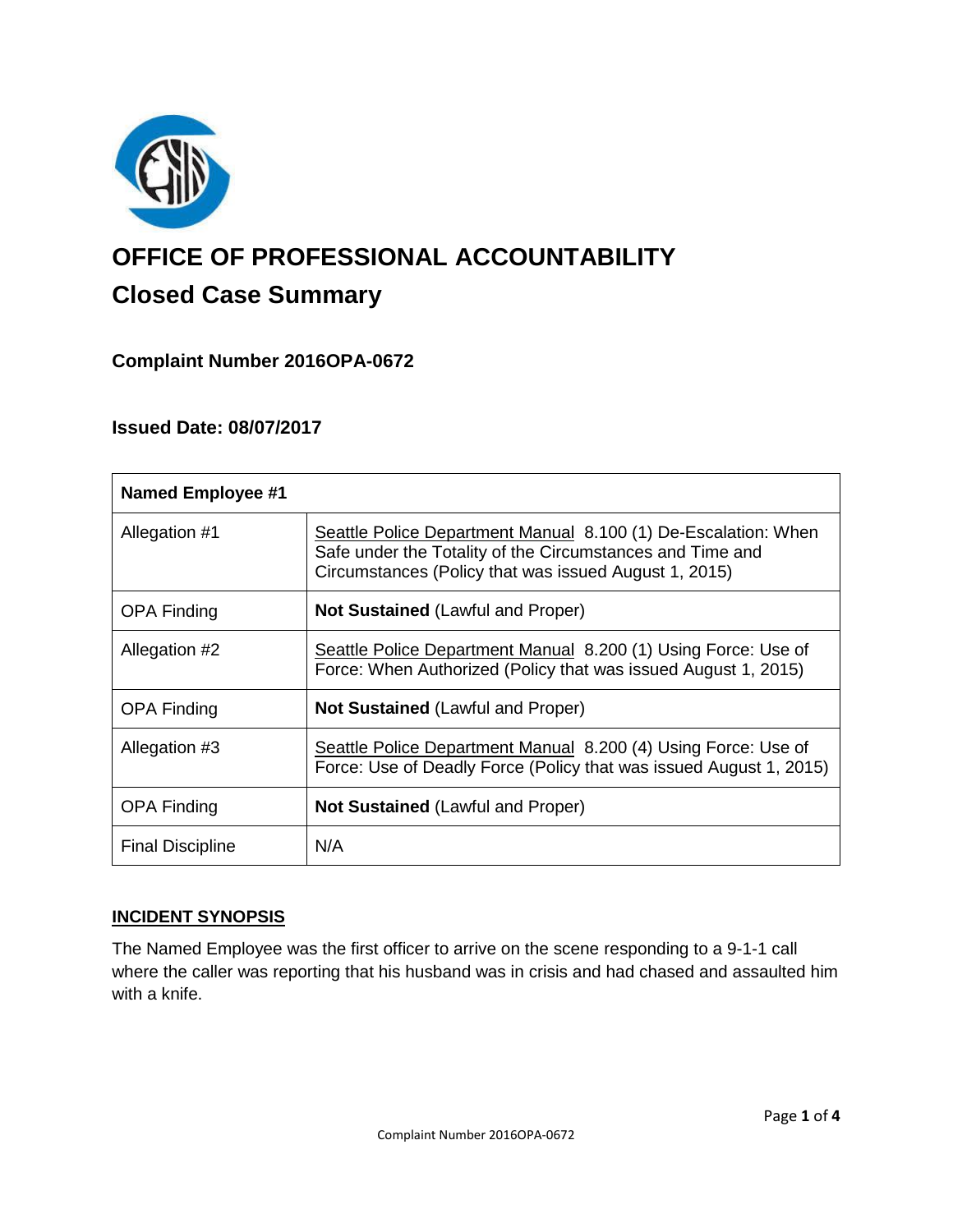# OFFICE OF PROFESSIONAL ACCOUNTABILITY

## Closed Case Summary

### Complaint Number 2016OPA-0672

### Issued Date: 08/07/2017

| Named Employee #1 | |
|---|---|
| Allegation #1 | Seattle Police Department Manual 8.100 (1) De-Escalation: When Safe under the Totality of the Circumstances and Time and Circumstances (Policy that was issued August 1, 2015) |
| OPA Finding | **Not Sustained** (Lawful and Proper) |
| Allegation #2 | Seattle Police Department Manual 8.200 (1) Using Force: Use of Force: When Authorized (Policy that was issued August 1, 2015) |
| OPA Finding | **Not Sustained** (Lawful and Proper) |
| Allegation #3 | Seattle Police Department Manual 8.200 (4) Using Force: Use of Force: Use of Deadly Force (Policy that was issued August 1, 2015) |
| OPA Finding | **Not Sustained** (Lawful and Proper) |
| Final Discipline | N/A |

**INCIDENT SYNOPSIS**

The Named Employee was the first officer to arrive on the scene responding to a 9-1-1 call where the caller was reporting that his husband was in crisis and had chased and assaulted him with a knife.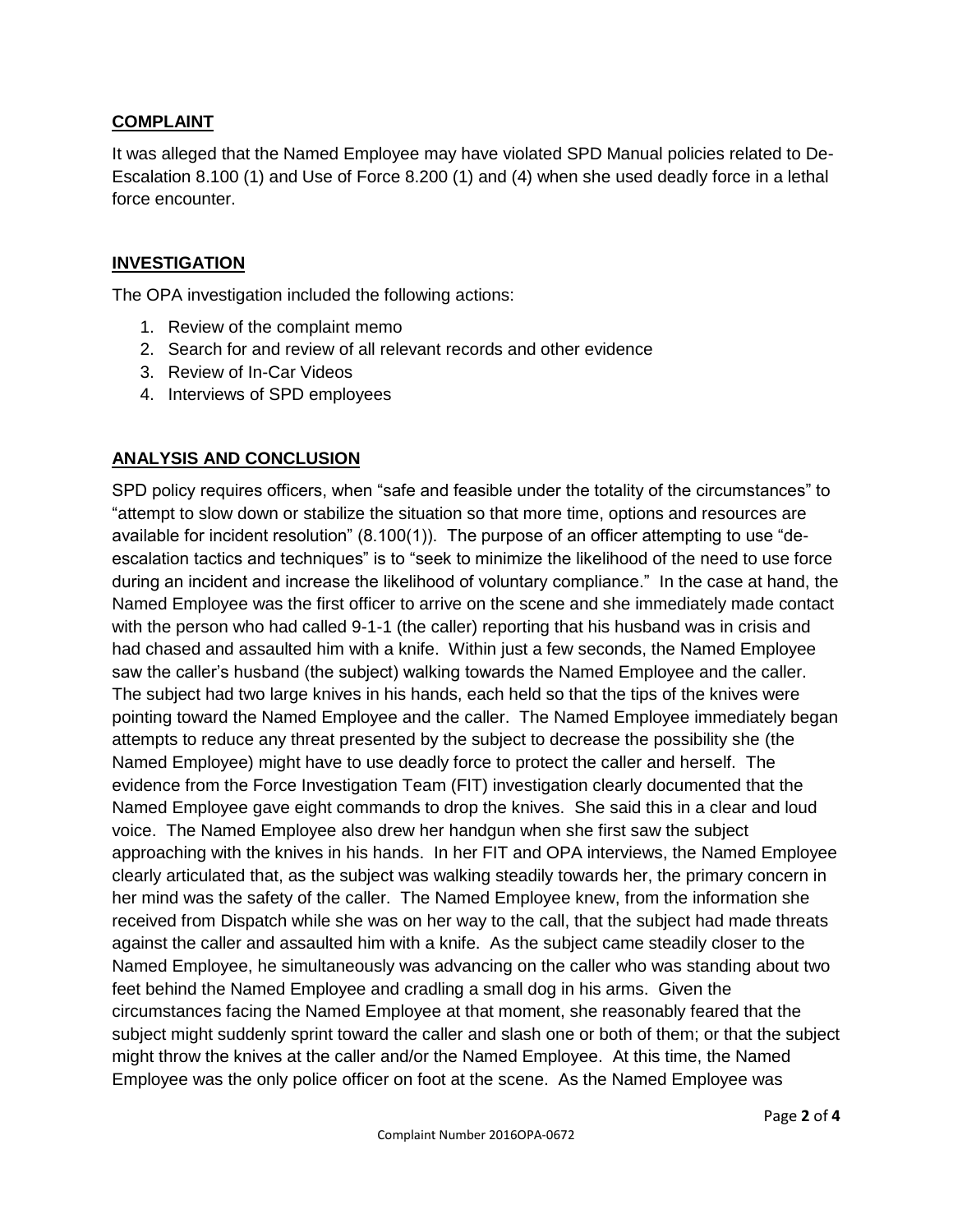## COMPLAINT

It was alleged that the Named Employee may have violated SPD Manual policies related to De-Escalation 8.100 (1) and Use of Force 8.200 (1) and (4) when she used deadly force in a lethal force encounter.

## INVESTIGATION

The OPA investigation included the following actions:

1. Review of the complaint memo
2. Search for and review of all relevant records and other evidence
3. Review of In-Car Videos
4. Interviews of SPD employees

## ANALYSIS AND CONCLUSION

SPD policy requires officers, when "safe and feasible under the totality of the circumstances" to "attempt to slow down or stabilize the situation so that more time, options and resources are available for incident resolution" (8.100(1)). The purpose of an officer attempting to use "de-escalation tactics and techniques" is to "seek to minimize the likelihood of the need to use force during an incident and increase the likelihood of voluntary compliance." In the case at hand, the Named Employee was the first officer to arrive on the scene and she immediately made contact with the person who had called 9-1-1 (the caller) reporting that his husband was in crisis and had chased and assaulted him with a knife. Within just a few seconds, the Named Employee saw the caller's husband (the subject) walking towards the Named Employee and the caller. The subject had two large knives in his hands, each held so that the tips of the knives were pointing toward the Named Employee and the caller. The Named Employee immediately began attempts to reduce any threat presented by the subject to decrease the possibility she (the Named Employee) might have to use deadly force to protect the caller and herself. The evidence from the Force Investigation Team (FIT) investigation clearly documented that the Named Employee gave eight commands to drop the knives. She said this in a clear and loud voice. The Named Employee also drew her handgun when she first saw the subject approaching with the knives in his hands. In her FIT and OPA interviews, the Named Employee clearly articulated that, as the subject was walking steadily towards her, the primary concern in her mind was the safety of the caller. The Named Employee knew, from the information she received from Dispatch while she was on her way to the call, that the subject had made threats against the caller and assaulted him with a knife. As the subject came steadily closer to the Named Employee, he simultaneously was advancing on the caller who was standing about two feet behind the Named Employee and cradling a small dog in his arms. Given the circumstances facing the Named Employee at that moment, she reasonably feared that the subject might suddenly sprint toward the caller and slash one or both of them; or that the subject might throw the knives at the caller and/or the Named Employee. At this time, the Named Employee was the only police officer on foot at the scene. As the Named Employee was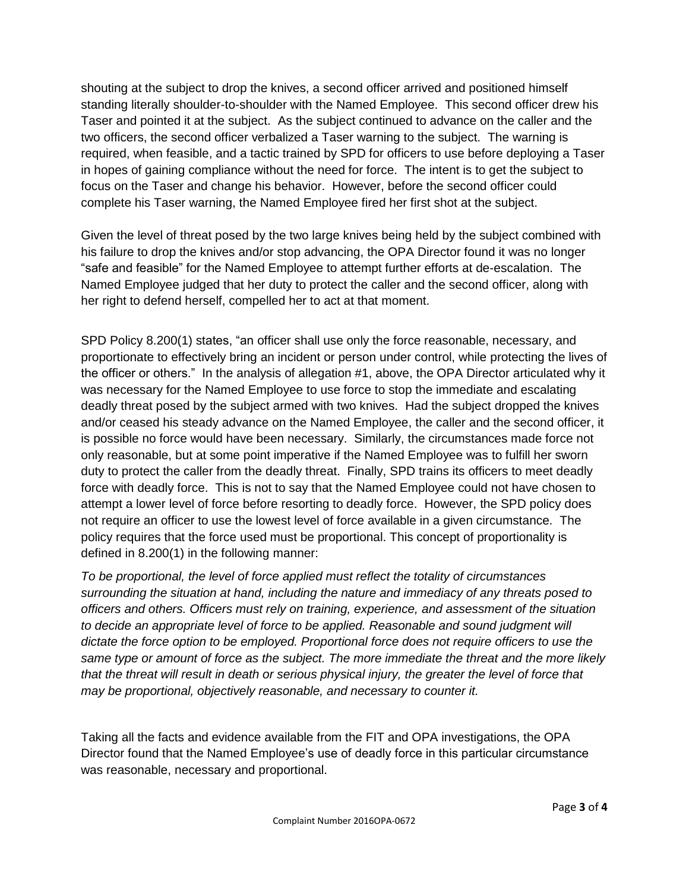shouting at the subject to drop the knives, a second officer arrived and positioned himself standing literally shoulder-to-shoulder with the Named Employee. This second officer drew his Taser and pointed it at the subject. As the subject continued to advance on the caller and the two officers, the second officer verbalized a Taser warning to the subject. The warning is required, when feasible, and a tactic trained by SPD for officers to use before deploying a Taser in hopes of gaining compliance without the need for force. The intent is to get the subject to focus on the Taser and change his behavior. However, before the second officer could complete his Taser warning, the Named Employee fired her first shot at the subject.

Given the level of threat posed by the two large knives being held by the subject combined with his failure to drop the knives and/or stop advancing, the OPA Director found it was no longer "safe and feasible" for the Named Employee to attempt further efforts at de-escalation. The Named Employee judged that her duty to protect the caller and the second officer, along with her right to defend herself, compelled her to act at that moment.

SPD Policy 8.200(1) states, "an officer shall use only the force reasonable, necessary, and proportionate to effectively bring an incident or person under control, while protecting the lives of the officer or others." In the analysis of allegation #1, above, the OPA Director articulated why it was necessary for the Named Employee to use force to stop the immediate and escalating deadly threat posed by the subject armed with two knives. Had the subject dropped the knives and/or ceased his steady advance on the Named Employee, the caller and the second officer, it is possible no force would have been necessary. Similarly, the circumstances made force not only reasonable, but at some point imperative if the Named Employee was to fulfill her sworn duty to protect the caller from the deadly threat. Finally, SPD trains its officers to meet deadly force with deadly force. This is not to say that the Named Employee could not have chosen to attempt a lower level of force before resorting to deadly force. However, the SPD policy does not require an officer to use the lowest level of force available in a given circumstance. The policy requires that the force used must be proportional. This concept of proportionality is defined in 8.200(1) in the following manner:

*To be proportional, the level of force applied must reflect the totality of circumstances surrounding the situation at hand, including the nature and immediacy of any threats posed to officers and others. Officers must rely on training, experience, and assessment of the situation to decide an appropriate level of force to be applied. Reasonable and sound judgment will dictate the force option to be employed. Proportional force does not require officers to use the same type or amount of force as the subject. The more immediate the threat and the more likely that the threat will result in death or serious physical injury, the greater the level of force that may be proportional, objectively reasonable, and necessary to counter it.*

Taking all the facts and evidence available from the FIT and OPA investigations, the OPA Director found that the Named Employee's use of deadly force in this particular circumstance was reasonable, necessary and proportional.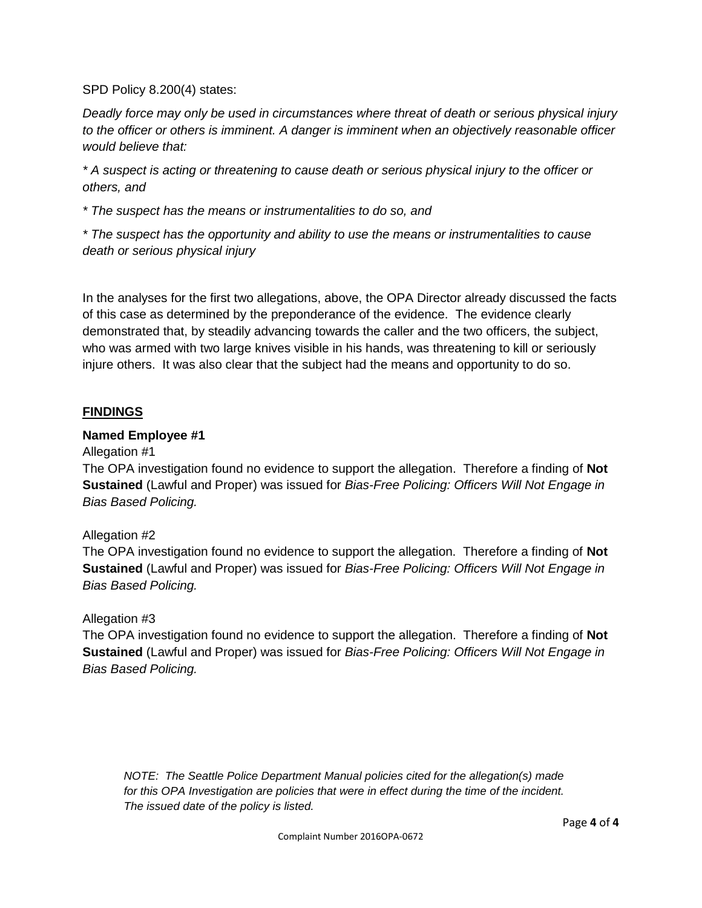SPD Policy 8.200(4) states:

*Deadly force may only be used in circumstances where threat of death or serious physical injury to the officer or others is imminent. A danger is imminent when an objectively reasonable officer would believe that:*

*\* A suspect is acting or threatening to cause death or serious physical injury to the officer or others, and*

*\* The suspect has the means or instrumentalities to do so, and*

*\* The suspect has the opportunity and ability to use the means or instrumentalities to cause death or serious physical injury*

In the analyses for the first two allegations, above, the OPA Director already discussed the facts of this case as determined by the preponderance of the evidence. The evidence clearly demonstrated that, by steadily advancing towards the caller and the two officers, the subject, who was armed with two large knives visible in his hands, was threatening to kill or seriously injure others. It was also clear that the subject had the means and opportunity to do so.

## FINDINGS

**Named Employee #1**

Allegation #1

The OPA investigation found no evidence to support the allegation. Therefore a finding of **Not Sustained** (Lawful and Proper) was issued for *Bias-Free Policing: Officers Will Not Engage in Bias Based Policing.*

Allegation #2

The OPA investigation found no evidence to support the allegation. Therefore a finding of **Not Sustained** (Lawful and Proper) was issued for *Bias-Free Policing: Officers Will Not Engage in Bias Based Policing.*

Allegation #3

The OPA investigation found no evidence to support the allegation. Therefore a finding of **Not Sustained** (Lawful and Proper) was issued for *Bias-Free Policing: Officers Will Not Engage in Bias Based Policing.*

*NOTE: The Seattle Police Department Manual policies cited for the allegation(s) made for this OPA Investigation are policies that were in effect during the time of the incident. The issued date of the policy is listed.*